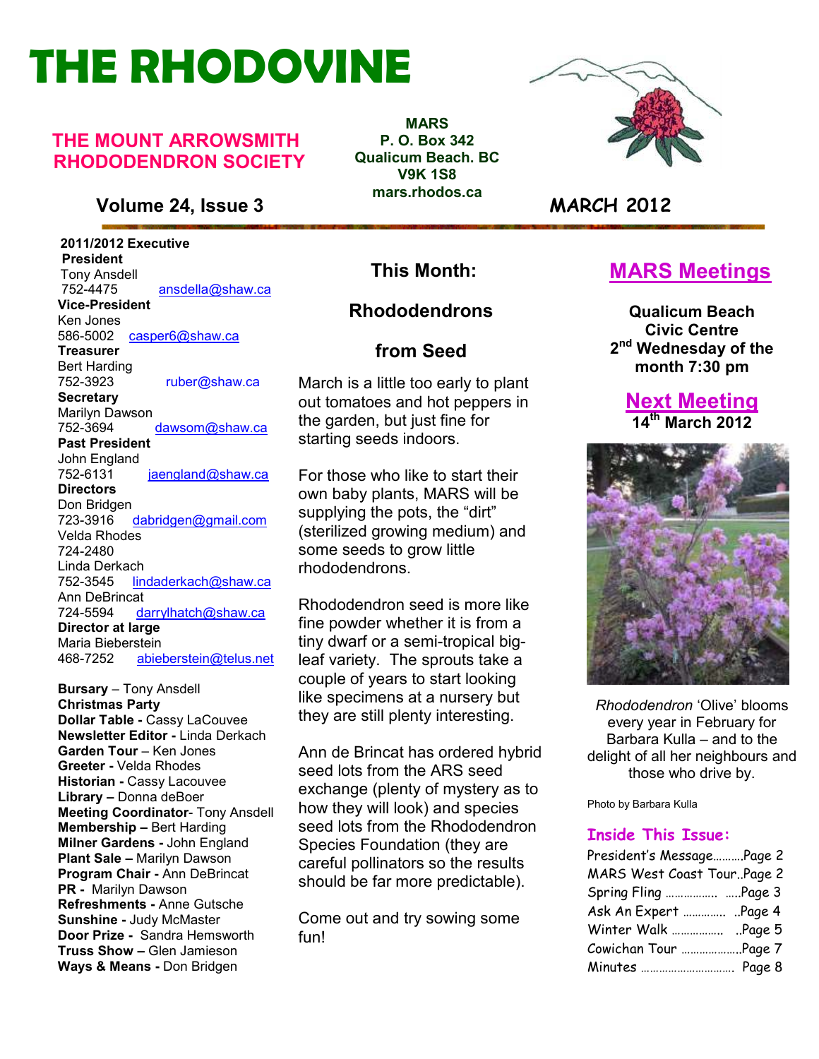# THE RHODOVINE

## THE MOUNT ARROWSMITH RHODODENDRON SOCIETY

**MARS**
**P. O. Box 342**
**Qualicum Beach. BC**
**V9K 1S8**
**mars.rhodos.ca**

**Volume 24, Issue 3** | **MARCH 2012**

**2011/2012 Executive**

**President**
Tony Ansdell
752-4475 ansdella@shaw.ca

**Vice-President**
Ken Jones
586-5002 casper6@shaw.ca

**Treasurer**
Bert Harding
752-3923 ruber@shaw.ca

**Secretary**
Marilyn Dawson
752-3694 dawsom@shaw.ca

**Past President**
John England
752-6131 jaengland@shaw.ca

**Directors**
Don Bridgen
723-3916 dabridgen@gmail.com
Velda Rhodes
724-2480
Linda Derkach
752-3545 lindaderkach@shaw.ca
Ann DeBrincat
724-5594 darrylhatch@shaw.ca

**Director at large**
Maria Bieberstein
468-7252 abieberstein@telus.net

**Bursary** – Tony Ansdell
**Christmas Party**
**Dollar Table -** Cassy LaCouvee
**Newsletter Editor -** Linda Derkach
**Garden Tour** – Ken Jones
**Greeter -** Velda Rhodes
**Historian -** Cassy Lacouvee
**Library –** Donna deBoer
**Meeting Coordinator**- Tony Ansdell
**Membership –** Bert Harding
**Milner Gardens -** John England
**Plant Sale –** Marilyn Dawson
**Program Chair -** Ann DeBrincat
**PR -** Marilyn Dawson
**Refreshments -** Anne Gutsche
**Sunshine -** Judy McMaster
**Door Prize -** Sandra Hemsworth
**Truss Show –** Glen Jamieson
**Ways & Means -** Don Bridgen

## This Month:

## Rhododendrons from Seed

March is a little too early to plant out tomatoes and hot peppers in the garden, but just fine for starting seeds indoors.

For those who like to start their own baby plants, MARS will be supplying the pots, the "dirt" (sterilized growing medium) and some seeds to grow little rhododendrons.

Rhododendron seed is more like fine powder whether it is from a tiny dwarf or a semi-tropical big-leaf variety. The sprouts take a couple of years to start looking like specimens at a nursery but they are still plenty interesting.

Ann de Brincat has ordered hybrid seed lots from the ARS seed exchange (plenty of mystery as to how they will look) and species seed lots from the Rhododendron Species Foundation (they are careful pollinators so the results should be far more predictable).

Come out and try sowing some fun!

## MARS Meetings

**Qualicum Beach Civic Centre**
**2nd Wednesday of the month 7:30 pm**

## Next Meeting

**14th March 2012**

*Rhododendron* 'Olive' blooms every year in February for Barbara Kulla – and to the delight of all her neighbours and those who drive by.

Photo by Barbara Kulla

### Inside This Issue:

- President's Message..........Page 2
- MARS West Coast Tour..Page 2
- Spring Fling ................ .....Page 3
- Ask An Expert ............. ..Page 4
- Winter Walk ................ ..Page 5
- Cowichan Tour ...................Page 7
- Minutes ............................. Page 8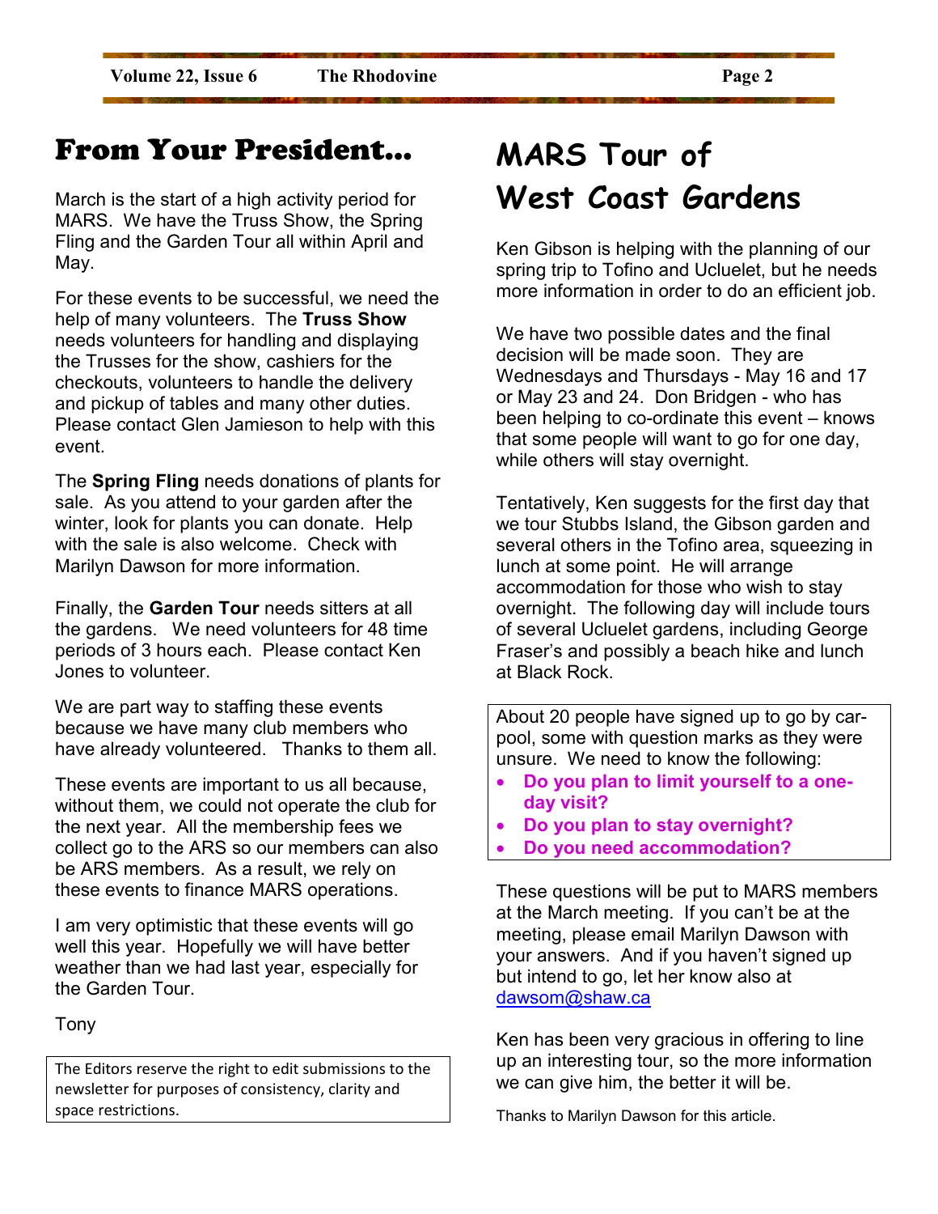# From Your President...

March is the start of a high activity period for MARS. We have the Truss Show, the Spring Fling and the Garden Tour all within April and May.

For these events to be successful, we need the help of many volunteers. The **Truss Show** needs volunteers for handling and displaying the Trusses for the show, cashiers for the checkouts, volunteers to handle the delivery and pickup of tables and many other duties. Please contact Glen Jamieson to help with this event.

The **Spring Fling** needs donations of plants for sale. As you attend to your garden after the winter, look for plants you can donate. Help with the sale is also welcome. Check with Marilyn Dawson for more information.

Finally, the **Garden Tour** needs sitters at all the gardens. We need volunteers for 48 time periods of 3 hours each. Please contact Ken Jones to volunteer.

We are part way to staffing these events because we have many club members who have already volunteered. Thanks to them all.

These events are important to us all because, without them, we could not operate the club for the next year. All the membership fees we collect go to the ARS so our members can also be ARS members. As a result, we rely on these events to finance MARS operations.

I am very optimistic that these events will go well this year. Hopefully we will have better weather than we had last year, especially for the Garden Tour.

Tony

The Editors reserve the right to edit submissions to the newsletter for purposes of consistency, clarity and space restrictions.

# MARS Tour of West Coast Gardens

Ken Gibson is helping with the planning of our spring trip to Tofino and Ucluelet, but he needs more information in order to do an efficient job.

We have two possible dates and the final decision will be made soon. They are Wednesdays and Thursdays - May 16 and 17 or May 23 and 24. Don Bridgen - who has been helping to co-ordinate this event – knows that some people will want to go for one day, while others will stay overnight.

Tentatively, Ken suggests for the first day that we tour Stubbs Island, the Gibson garden and several others in the Tofino area, squeezing in lunch at some point. He will arrange accommodation for those who wish to stay overnight. The following day will include tours of several Ucluelet gardens, including George Fraser's and possibly a beach hike and lunch at Black Rock.

About 20 people have signed up to go by car-pool, some with question marks as they were unsure. We need to know the following:

- **Do you plan to limit yourself to a one-day visit?**
- **Do you plan to stay overnight?**
- **Do you need accommodation?**

These questions will be put to MARS members at the March meeting. If you can't be at the meeting, please email Marilyn Dawson with your answers. And if you haven't signed up but intend to go, let her know also at dawsom@shaw.ca

Ken has been very gracious in offering to line up an interesting tour, so the more information we can give him, the better it will be.

Thanks to Marilyn Dawson for this article.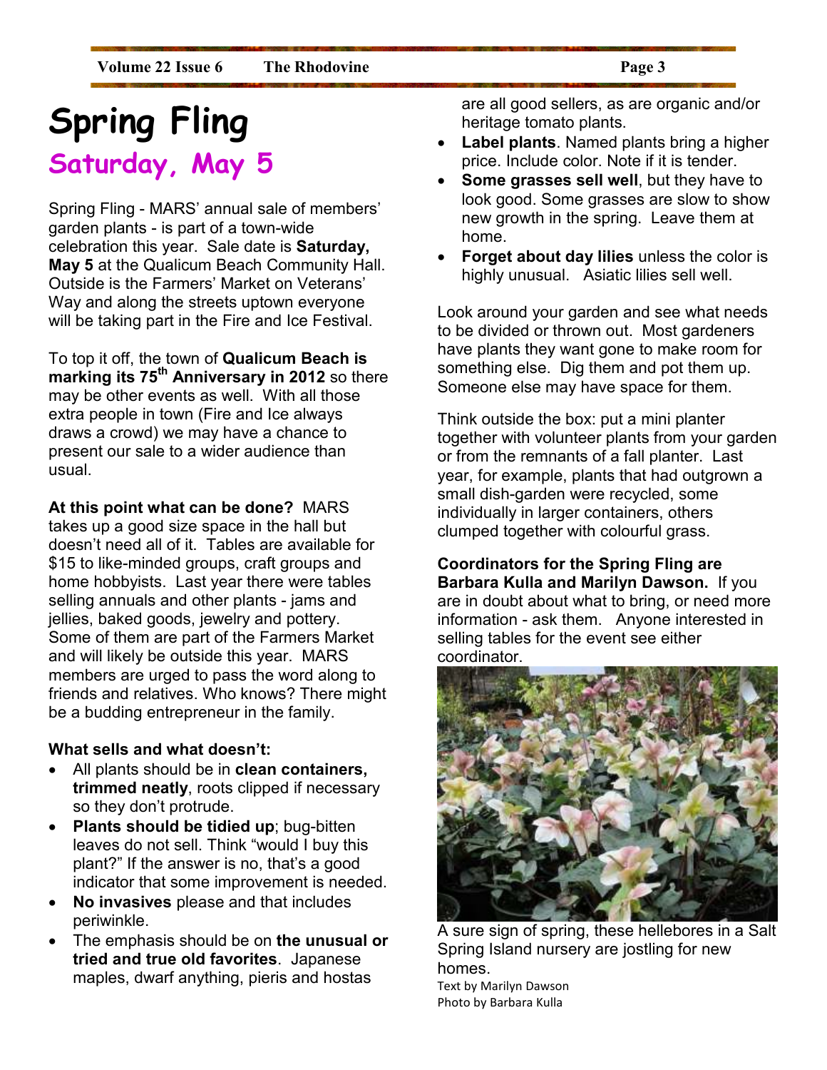# Spring Fling

## Saturday, May 5

Spring Fling - MARS' annual sale of members' garden plants - is part of a town-wide celebration this year. Sale date is **Saturday, May 5** at the Qualicum Beach Community Hall. Outside is the Farmers' Market on Veterans' Way and along the streets uptown everyone will be taking part in the Fire and Ice Festival.

To top it off, the town of **Qualicum Beach is marking its 75th Anniversary in 2012** so there may be other events as well. With all those extra people in town (Fire and Ice always draws a crowd) we may have a chance to present our sale to a wider audience than usual.

**At this point what can be done?** MARS takes up a good size space in the hall but doesn't need all of it. Tables are available for $15 to like-minded groups, craft groups and home hobbyists. Last year there were tables selling annuals and other plants - jams and jellies, baked goods, jewelry and pottery. Some of them are part of the Farmers Market and will likely be outside this year. MARS members are urged to pass the word along to friends and relatives. Who knows? There might be a budding entrepreneur in the family.

**What sells and what doesn't:**

- All plants should be in **clean containers, trimmed neatly**, roots clipped if necessary so they don't protrude.
- **Plants should be tidied up**; bug-bitten leaves do not sell. Think "would I buy this plant?" If the answer is no, that's a good indicator that some improvement is needed.
- **No invasives** please and that includes periwinkle.
- The emphasis should be on **the unusual or tried and true old favorites**. Japanese maples, dwarf anything, pieris and hostas are all good sellers, as are organic and/or heritage tomato plants.
- **Label plants**. Named plants bring a higher price. Include color. Note if it is tender.
- **Some grasses sell well**, but they have to look good. Some grasses are slow to show new growth in the spring. Leave them at home.
- **Forget about day lilies** unless the color is highly unusual. Asiatic lilies sell well.

Look around your garden and see what needs to be divided or thrown out. Most gardeners have plants they want gone to make room for something else. Dig them and pot them up. Someone else may have space for them.

Think outside the box: put a mini planter together with volunteer plants from your garden or from the remnants of a fall planter. Last year, for example, plants that had outgrown a small dish-garden were recycled, some individually in larger containers, others clumped together with colourful grass.

**Coordinators for the Spring Fling are Barbara Kulla and Marilyn Dawson.** If you are in doubt about what to bring, or need more information - ask them. Anyone interested in selling tables for the event see either coordinator.

A sure sign of spring, these hellebores in a Salt Spring Island nursery are jostling for new homes.

Text by Marilyn Dawson
Photo by Barbara Kulla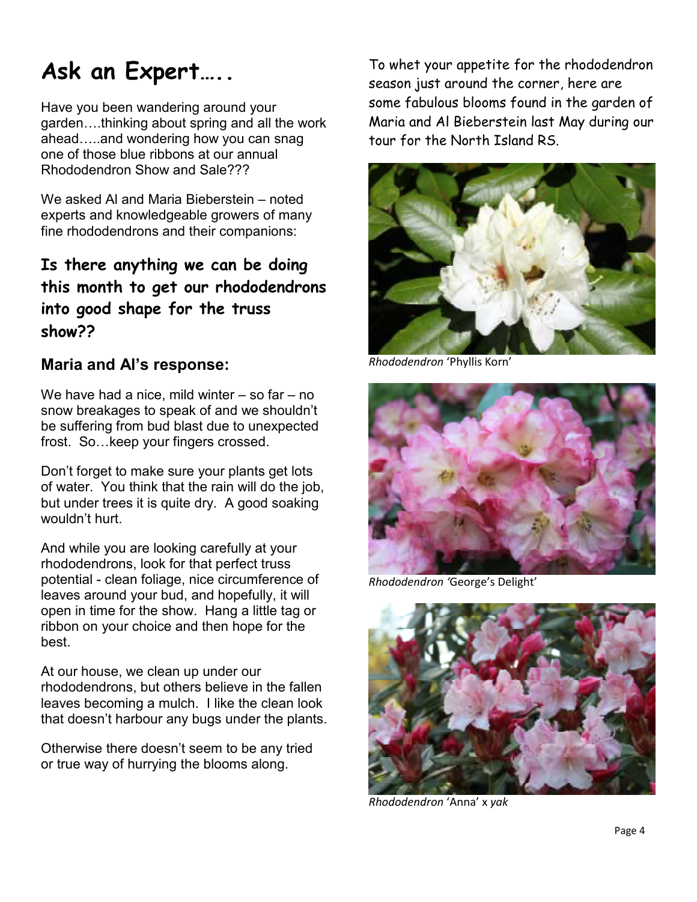# Ask an Expert…..

Have you been wandering around your garden….thinking about spring and all the work ahead…..and wondering how you can snag one of those blue ribbons at our annual Rhododendron Show and Sale???

We asked Al and Maria Bieberstein – noted experts and knowledgeable growers of many fine rhododendrons and their companions:

## Is there anything we can be doing this month to get our rhododendrons into good shape for the truss show??

### Maria and Al's response:

We have had a nice, mild winter – so far – no snow breakages to speak of and we shouldn't be suffering from bud blast due to unexpected frost. So…keep your fingers crossed.

Don't forget to make sure your plants get lots of water. You think that the rain will do the job, but under trees it is quite dry. A good soaking wouldn't hurt.

And while you are looking carefully at your rhododendrons, look for that perfect truss potential - clean foliage, nice circumference of leaves around your bud, and hopefully, it will open in time for the show. Hang a little tag or ribbon on your choice and then hope for the best.

At our house, we clean up under our rhododendrons, but others believe in the fallen leaves becoming a mulch. I like the clean look that doesn't harbour any bugs under the plants.

Otherwise there doesn't seem to be any tried or true way of hurrying the blooms along.

To whet your appetite for the rhododendron season just around the corner, here are some fabulous blooms found in the garden of Maria and Al Bieberstein last May during our tour for the North Island RS.

*Rhododendron* 'Phyllis Korn'

*Rhododendron* 'George's Delight'

*Rhododendron* 'Anna' x *yak*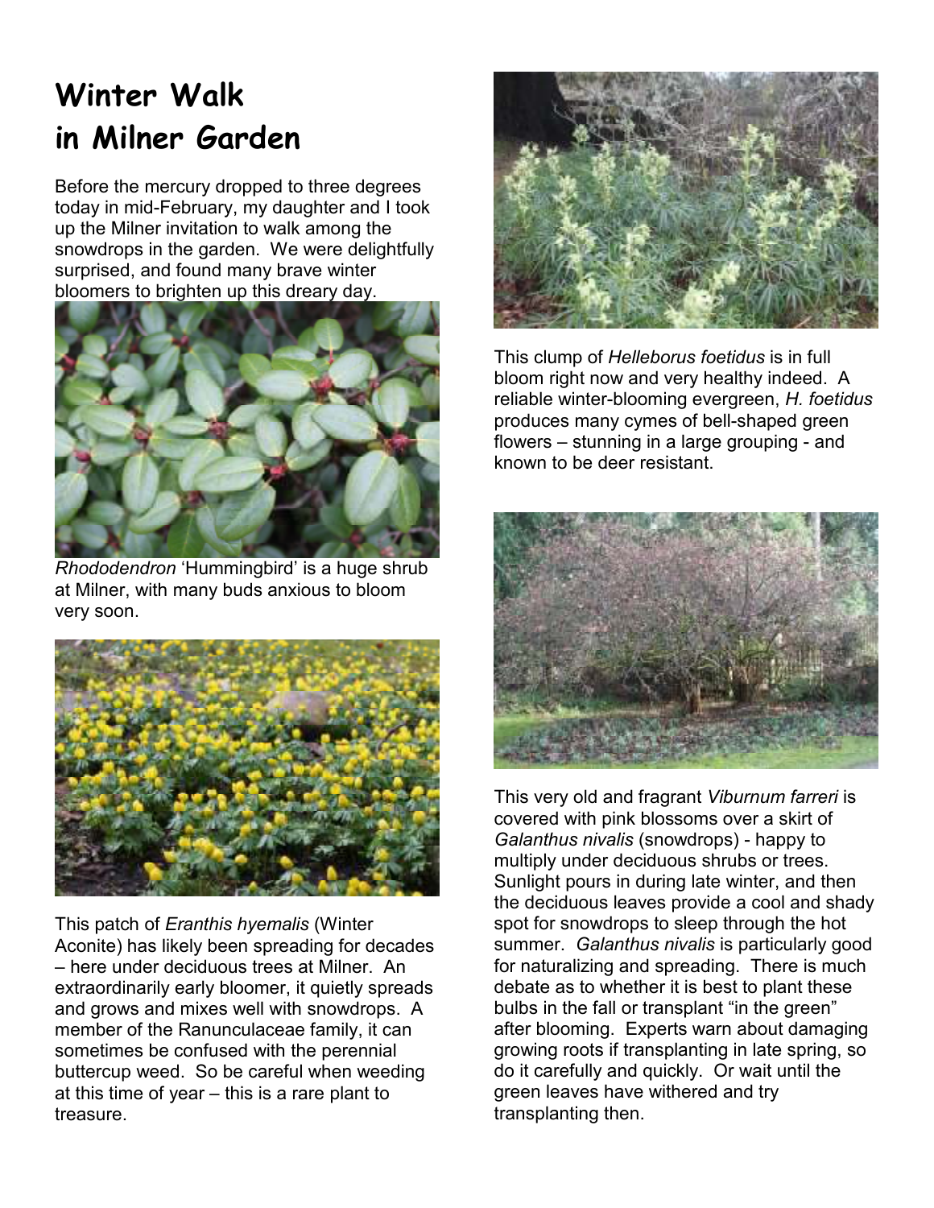# Winter Walk in Milner Garden

Before the mercury dropped to three degrees today in mid-February, my daughter and I took up the Milner invitation to walk among the snowdrops in the garden. We were delightfully surprised, and found many brave winter bloomers to brighten up this dreary day.

*Rhododendron* 'Hummingbird' is a huge shrub at Milner, with many buds anxious to bloom very soon.

This patch of *Eranthis hyemalis* (Winter Aconite) has likely been spreading for decades – here under deciduous trees at Milner. An extraordinarily early bloomer, it quietly spreads and grows and mixes well with snowdrops. A member of the Ranunculaceae family, it can sometimes be confused with the perennial buttercup weed. So be careful when weeding at this time of year – this is a rare plant to treasure.

This clump of *Helleborus foetidus* is in full bloom right now and very healthy indeed. A reliable winter-blooming evergreen, *H. foetidus* produces many cymes of bell-shaped green flowers – stunning in a large grouping - and known to be deer resistant.

This very old and fragrant *Viburnum farreri* is covered with pink blossoms over a skirt of *Galanthus nivalis* (snowdrops) - happy to multiply under deciduous shrubs or trees. Sunlight pours in during late winter, and then the deciduous leaves provide a cool and shady spot for snowdrops to sleep through the hot summer. *Galanthus nivalis* is particularly good for naturalizing and spreading. There is much debate as to whether it is best to plant these bulbs in the fall or transplant "in the green" after blooming. Experts warn about damaging growing roots if transplanting in late spring, so do it carefully and quickly. Or wait until the green leaves have withered and try transplanting then.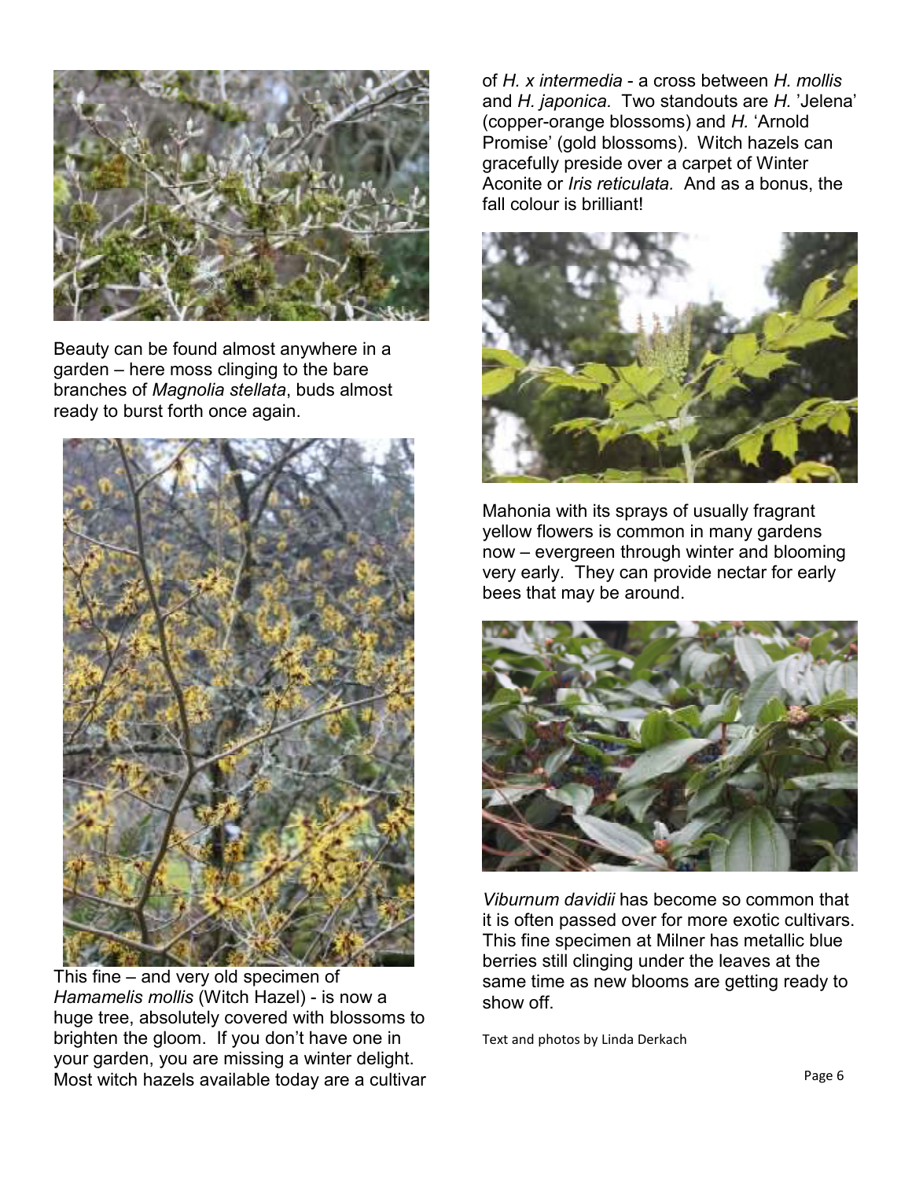Beauty can be found almost anywhere in a garden – here moss clinging to the bare branches of *Magnolia stellata*, buds almost ready to burst forth once again.

This fine – and very old specimen of *Hamamelis mollis* (Witch Hazel) - is now a huge tree, absolutely covered with blossoms to brighten the gloom. If you don't have one in your garden, you are missing a winter delight. Most witch hazels available today are a cultivar of *H. x intermedia* - a cross between *H. mollis* and *H. japonica.* Two standouts are *H.* 'Jelena' (copper-orange blossoms) and *H.* 'Arnold Promise' (gold blossoms). Witch hazels can gracefully preside over a carpet of Winter Aconite or *Iris reticulata.* And as a bonus, the fall colour is brilliant!

Mahonia with its sprays of usually fragrant yellow flowers is common in many gardens now – evergreen through winter and blooming very early. They can provide nectar for early bees that may be around.

*Viburnum davidii* has become so common that it is often passed over for more exotic cultivars. This fine specimen at Milner has metallic blue berries still clinging under the leaves at the same time as new blooms are getting ready to show off.

Text and photos by Linda Derkach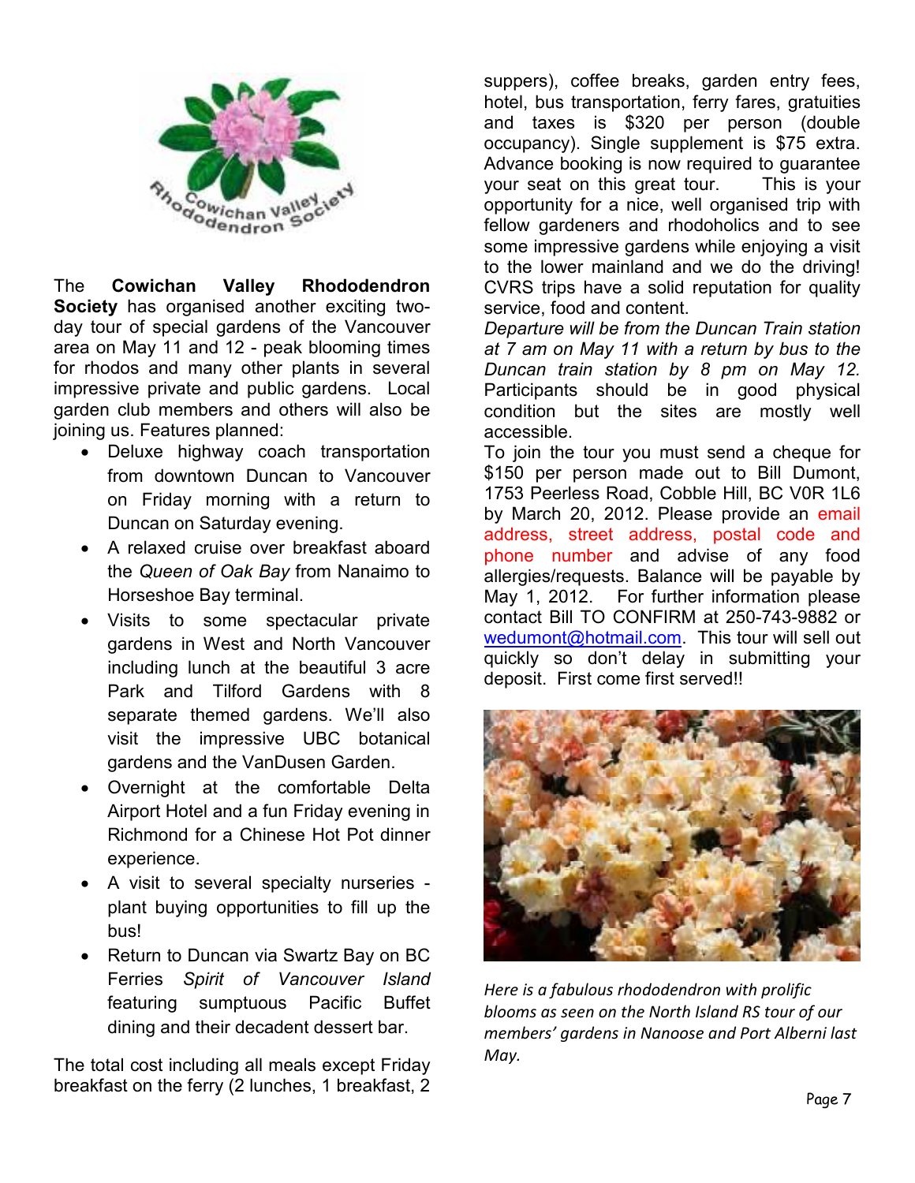The **Cowichan Valley Rhododendron Society** has organised another exciting two-day tour of special gardens of the Vancouver area on May 11 and 12 - peak blooming times for rhodos and many other plants in several impressive private and public gardens. Local garden club members and others will also be joining us. Features planned:

- Deluxe highway coach transportation from downtown Duncan to Vancouver on Friday morning with a return to Duncan on Saturday evening.
- A relaxed cruise over breakfast aboard the *Queen of Oak Bay* from Nanaimo to Horseshoe Bay terminal.
- Visits to some spectacular private gardens in West and North Vancouver including lunch at the beautiful 3 acre Park and Tilford Gardens with 8 separate themed gardens. We'll also visit the impressive UBC botanical gardens and the VanDusen Garden.
- Overnight at the comfortable Delta Airport Hotel and a fun Friday evening in Richmond for a Chinese Hot Pot dinner experience.
- A visit to several specialty nurseries - plant buying opportunities to fill up the bus!
- Return to Duncan via Swartz Bay on BC Ferries *Spirit of Vancouver Island* featuring sumptuous Pacific Buffet dining and their decadent dessert bar.

The total cost including all meals except Friday breakfast on the ferry (2 lunches, 1 breakfast, 2 suppers), coffee breaks, garden entry fees, hotel, bus transportation, ferry fares, gratuities and taxes is $320 per person (double occupancy). Single supplement is $75 extra. Advance booking is now required to guarantee your seat on this great tour. This is your opportunity for a nice, well organised trip with fellow gardeners and rhodoholics and to see some impressive gardens while enjoying a visit to the lower mainland and we do the driving! CVRS trips have a solid reputation for quality service, food and content.

*Departure will be from the Duncan Train station at 7 am on May 11 with a return by bus to the Duncan train station by 8 pm on May 12.* Participants should be in good physical condition but the sites are mostly well accessible.

To join the tour you must send a cheque for $150 per person made out to Bill Dumont, 1753 Peerless Road, Cobble Hill, BC V0R 1L6 by March 20, 2012. Please provide an email address, street address, postal code and phone number and advise of any food allergies/requests. Balance will be payable by May 1, 2012. For further information please contact Bill TO CONFIRM at 250-743-9882 or wedumont@hotmail.com. This tour will sell out quickly so don't delay in submitting your deposit. First come first served!!

*Here is a fabulous rhododendron with prolific blooms as seen on the North Island RS tour of our members' gardens in Nanoose and Port Alberni last May.*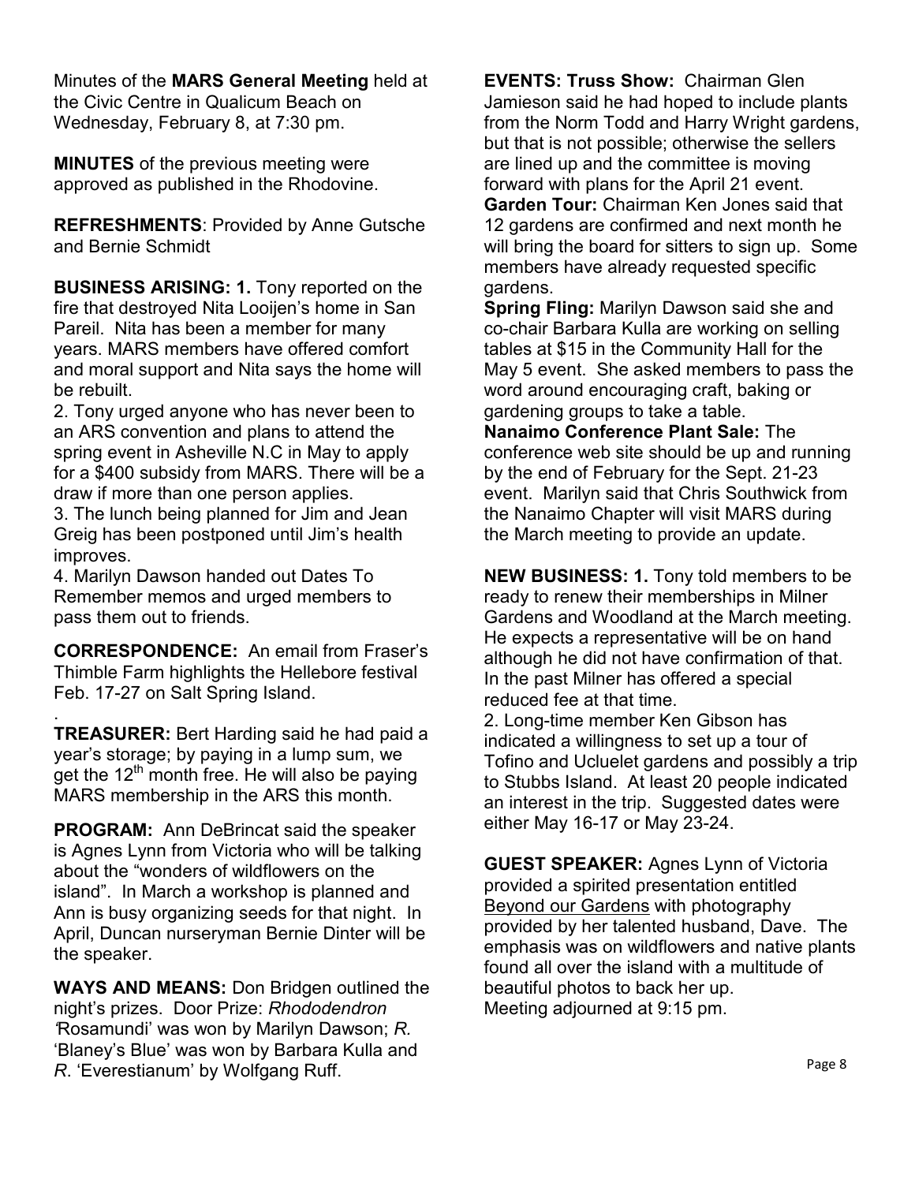Minutes of the **MARS General Meeting** held at the Civic Centre in Qualicum Beach on Wednesday, February 8, at 7:30 pm.

**MINUTES** of the previous meeting were approved as published in the Rhodovine.

**REFRESHMENTS**: Provided by Anne Gutsche and Bernie Schmidt

**BUSINESS ARISING: 1.** Tony reported on the fire that destroyed Nita Looijen's home in San Pareil. Nita has been a member for many years. MARS members have offered comfort and moral support and Nita says the home will be rebuilt.

2. Tony urged anyone who has never been to an ARS convention and plans to attend the spring event in Asheville N.C in May to apply for a $400 subsidy from MARS. There will be a draw if more than one person applies.

3. The lunch being planned for Jim and Jean Greig has been postponed until Jim's health improves.

4. Marilyn Dawson handed out Dates To Remember memos and urged members to pass them out to friends.

**CORRESPONDENCE:** An email from Fraser's Thimble Farm highlights the Hellebore festival Feb. 17-27 on Salt Spring Island.

.

**TREASURER:** Bert Harding said he had paid a year's storage; by paying in a lump sum, we get the 12th month free. He will also be paying MARS membership in the ARS this month.

**PROGRAM:** Ann DeBrincat said the speaker is Agnes Lynn from Victoria who will be talking about the "wonders of wildflowers on the island". In March a workshop is planned and Ann is busy organizing seeds for that night. In April, Duncan nurseryman Bernie Dinter will be the speaker.

**WAYS AND MEANS:** Don Bridgen outlined the night's prizes. Door Prize: *Rhododendron* 'Rosamundi' was won by Marilyn Dawson; *R.* 'Blaney's Blue' was won by Barbara Kulla and *R.* 'Everestianum' by Wolfgang Ruff.

**EVENTS: Truss Show:** Chairman Glen Jamieson said he had hoped to include plants from the Norm Todd and Harry Wright gardens, but that is not possible; otherwise the sellers are lined up and the committee is moving forward with plans for the April 21 event.

**Garden Tour:** Chairman Ken Jones said that 12 gardens are confirmed and next month he will bring the board for sitters to sign up. Some members have already requested specific gardens.

**Spring Fling:** Marilyn Dawson said she and co-chair Barbara Kulla are working on selling tables at $15 in the Community Hall for the May 5 event. She asked members to pass the word around encouraging craft, baking or gardening groups to take a table.

**Nanaimo Conference Plant Sale:** The conference web site should be up and running by the end of February for the Sept. 21-23 event. Marilyn said that Chris Southwick from the Nanaimo Chapter will visit MARS during the March meeting to provide an update.

**NEW BUSINESS: 1.** Tony told members to be ready to renew their memberships in Milner Gardens and Woodland at the March meeting. He expects a representative will be on hand although he did not have confirmation of that. In the past Milner has offered a special reduced fee at that time.

2. Long-time member Ken Gibson has indicated a willingness to set up a tour of Tofino and Ucluelet gardens and possibly a trip to Stubbs Island. At least 20 people indicated an interest in the trip. Suggested dates were either May 16-17 or May 23-24.

**GUEST SPEAKER:** Agnes Lynn of Victoria provided a spirited presentation entitled Beyond our Gardens with photography provided by her talented husband, Dave. The emphasis was on wildflowers and native plants found all over the island with a multitude of beautiful photos to back her up.

Meeting adjourned at 9:15 pm.